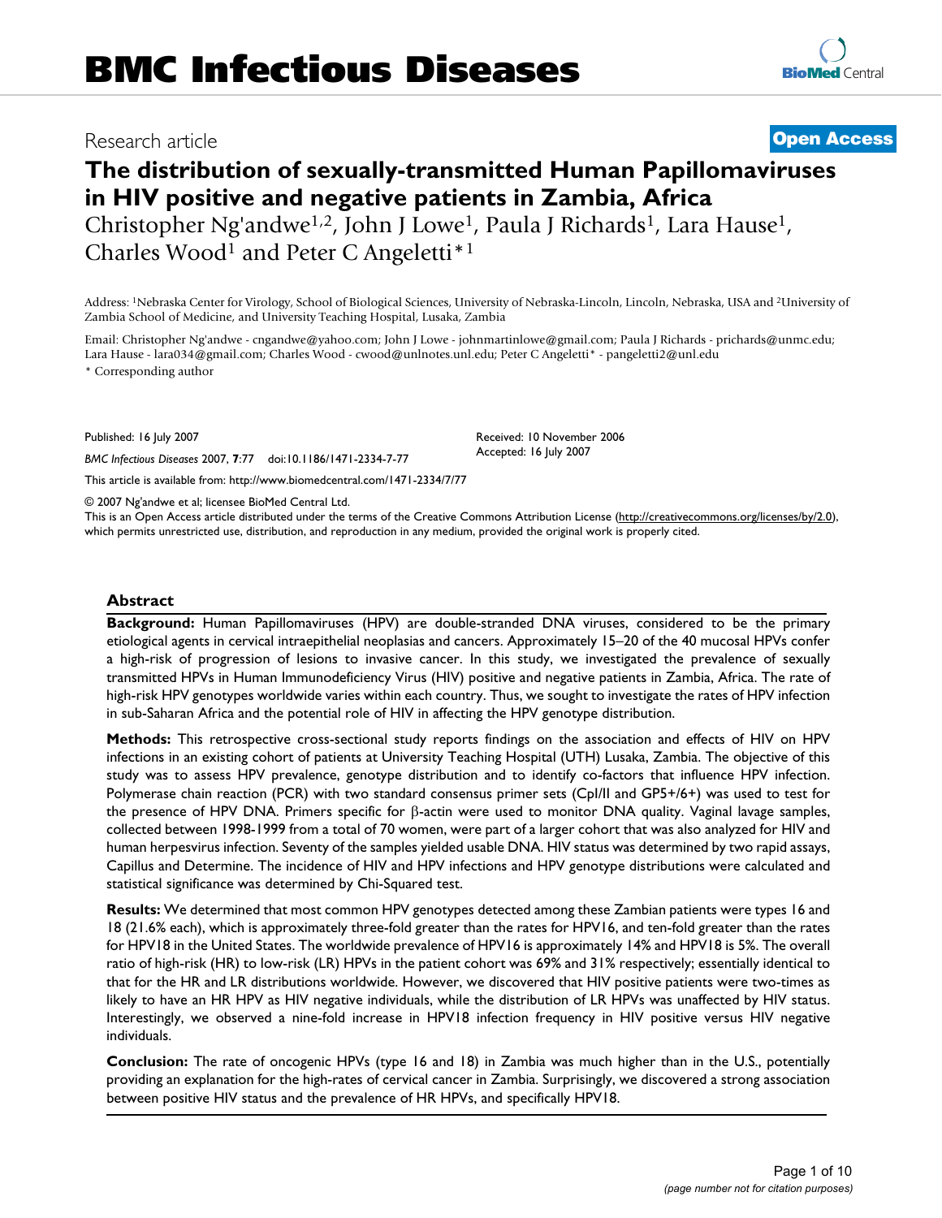# BMC Infectious Diseases

Research article

**Open Access**

## The distribution of sexually-transmitted Human Papillomaviruses in HIV positive and negative patients in Zambia, Africa

Christopher Ng'andwe[1,2], John J Lowe[1], Paula J Richards[1], Lara Hause[1], Charles Wood[1] and Peter C Angeletti*[1]

Address: [1]Nebraska Center for Virology, School of Biological Sciences, University of Nebraska-Lincoln, Lincoln, Nebraska, USA and [2]University of Zambia School of Medicine, and University Teaching Hospital, Lusaka, Zambia

Email: Christopher Ng'andwe - cngandwe@yahoo.com; John J Lowe - johnmartinlowe@gmail.com; Paula J Richards - prichards@unmc.edu; Lara Hause - lara034@gmail.com; Charles Wood - cwood@unlnotes.unl.edu; Peter C Angeletti* - pangeletti2@unl.edu

\* Corresponding author

Published: 16 July 2007

*BMC Infectious Diseases* 2007, **7**:77 doi:10.1186/1471-2334-7-77

Received: 10 November 2006
Accepted: 16 July 2007

This article is available from: http://www.biomedcentral.com/1471-2334/7/77

© 2007 Ng'andwe et al; licensee BioMed Central Ltd.
This is an Open Access article distributed under the terms of the Creative Commons Attribution License (http://creativecommons.org/licenses/by/2.0), which permits unrestricted use, distribution, and reproduction in any medium, provided the original work is properly cited.

### Abstract

**Background:** Human Papillomaviruses (HPV) are double-stranded DNA viruses, considered to be the primary etiological agents in cervical intraepithelial neoplasias and cancers. Approximately 15–20 of the 40 mucosal HPVs confer a high-risk of progression of lesions to invasive cancer. In this study, we investigated the prevalence of sexually transmitted HPVs in Human Immunodeficiency Virus (HIV) positive and negative patients in Zambia, Africa. The rate of high-risk HPV genotypes worldwide varies within each country. Thus, we sought to investigate the rates of HPV infection in sub-Saharan Africa and the potential role of HIV in affecting the HPV genotype distribution.

**Methods:** This retrospective cross-sectional study reports findings on the association and effects of HIV on HPV infections in an existing cohort of patients at University Teaching Hospital (UTH) Lusaka, Zambia. The objective of this study was to assess HPV prevalence, genotype distribution and to identify co-factors that influence HPV infection. Polymerase chain reaction (PCR) with two standard consensus primer sets (CpI/II and GP5+/6+) was used to test for the presence of HPV DNA. Primers specific for β-actin were used to monitor DNA quality. Vaginal lavage samples, collected between 1998-1999 from a total of 70 women, were part of a larger cohort that was also analyzed for HIV and human herpesvirus infection. Seventy of the samples yielded usable DNA. HIV status was determined by two rapid assays, Capillus and Determine. The incidence of HIV and HPV infections and HPV genotype distributions were calculated and statistical significance was determined by Chi-Squared test.

**Results:** We determined that most common HPV genotypes detected among these Zambian patients were types 16 and 18 (21.6% each), which is approximately three-fold greater than the rates for HPV16, and ten-fold greater than the rates for HPV18 in the United States. The worldwide prevalence of HPV16 is approximately 14% and HPV18 is 5%. The overall ratio of high-risk (HR) to low-risk (LR) HPVs in the patient cohort was 69% and 31% respectively; essentially identical to that for the HR and LR distributions worldwide. However, we discovered that HIV positive patients were two-times as likely to have an HR HPV as HIV negative individuals, while the distribution of LR HPVs was unaffected by HIV status. Interestingly, we observed a nine-fold increase in HPV18 infection frequency in HIV positive versus HIV negative individuals.

**Conclusion:** The rate of oncogenic HPVs (type 16 and 18) in Zambia was much higher than in the U.S., potentially providing an explanation for the high-rates of cervical cancer in Zambia. Surprisingly, we discovered a strong association between positive HIV status and the prevalence of HR HPVs, and specifically HPV18.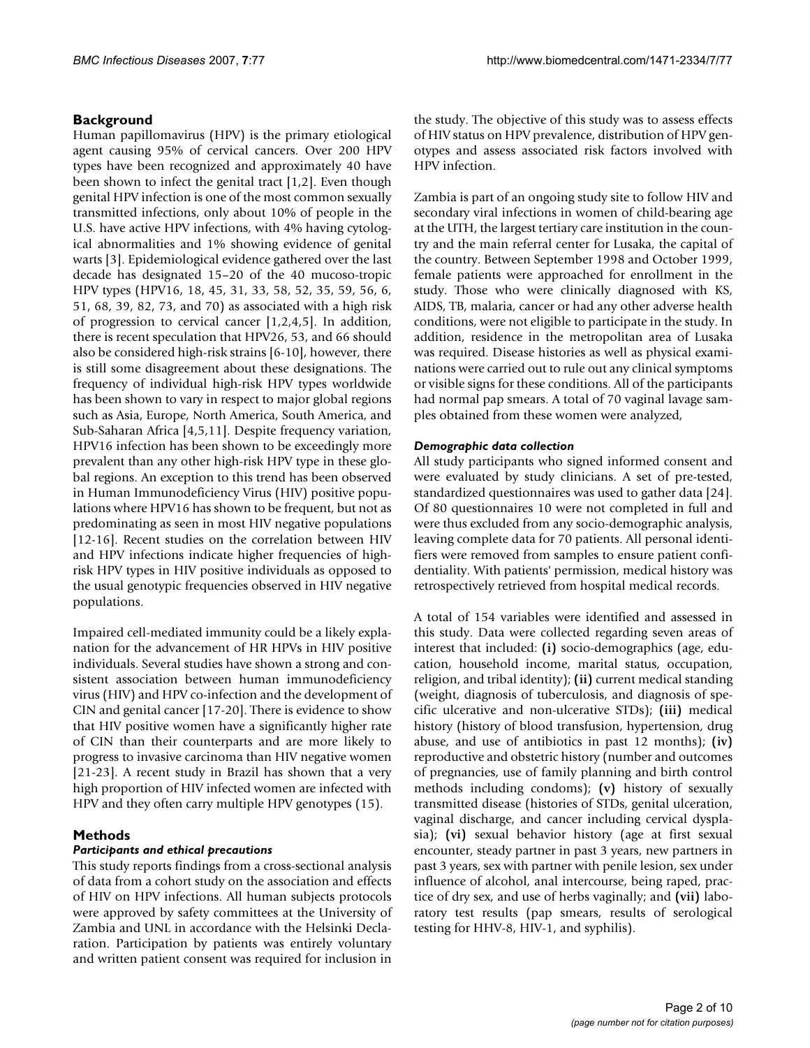## Background

Human papillomavirus (HPV) is the primary etiological agent causing 95% of cervical cancers. Over 200 HPV types have been recognized and approximately 40 have been shown to infect the genital tract [1,2]. Even though genital HPV infection is one of the most common sexually transmitted infections, only about 10% of people in the U.S. have active HPV infections, with 4% having cytological abnormalities and 1% showing evidence of genital warts [3]. Epidemiological evidence gathered over the last decade has designated 15–20 of the 40 mucoso-tropic HPV types (HPV16, 18, 45, 31, 33, 58, 52, 35, 59, 56, 6, 51, 68, 39, 82, 73, and 70) as associated with a high risk of progression to cervical cancer [1,2,4,5]. In addition, there is recent speculation that HPV26, 53, and 66 should also be considered high-risk strains [6-10], however, there is still some disagreement about these designations. The frequency of individual high-risk HPV types worldwide has been shown to vary in respect to major global regions such as Asia, Europe, North America, South America, and Sub-Saharan Africa [4,5,11]. Despite frequency variation, HPV16 infection has been shown to be exceedingly more prevalent than any other high-risk HPV type in these global regions. An exception to this trend has been observed in Human Immunodeficiency Virus (HIV) positive populations where HPV16 has shown to be frequent, but not as predominating as seen in most HIV negative populations [12-16]. Recent studies on the correlation between HIV and HPV infections indicate higher frequencies of high-risk HPV types in HIV positive individuals as opposed to the usual genotypic frequencies observed in HIV negative populations.

Impaired cell-mediated immunity could be a likely explanation for the advancement of HR HPVs in HIV positive individuals. Several studies have shown a strong and consistent association between human immunodeficiency virus (HIV) and HPV co-infection and the development of CIN and genital cancer [17-20]. There is evidence to show that HIV positive women have a significantly higher rate of CIN than their counterparts and are more likely to progress to invasive carcinoma than HIV negative women [21-23]. A recent study in Brazil has shown that a very high proportion of HIV infected women are infected with HPV and they often carry multiple HPV genotypes (15).

## Methods

### *Participants and ethical precautions*

This study reports findings from a cross-sectional analysis of data from a cohort study on the association and effects of HIV on HPV infections. All human subjects protocols were approved by safety committees at the University of Zambia and UNL in accordance with the Helsinki Declaration. Participation by patients was entirely voluntary and written patient consent was required for inclusion in the study. The objective of this study was to assess effects of HIV status on HPV prevalence, distribution of HPV genotypes and assess associated risk factors involved with HPV infection.

Zambia is part of an ongoing study site to follow HIV and secondary viral infections in women of child-bearing age at the UTH, the largest tertiary care institution in the country and the main referral center for Lusaka, the capital of the country. Between September 1998 and October 1999, female patients were approached for enrollment in the study. Those who were clinically diagnosed with KS, AIDS, TB, malaria, cancer or had any other adverse health conditions, were not eligible to participate in the study. In addition, residence in the metropolitan area of Lusaka was required. Disease histories as well as physical examinations were carried out to rule out any clinical symptoms or visible signs for these conditions. All of the participants had normal pap smears. A total of 70 vaginal lavage samples obtained from these women were analyzed,

### *Demographic data collection*

All study participants who signed informed consent and were evaluated by study clinicians. A set of pre-tested, standardized questionnaires was used to gather data [24]. Of 80 questionnaires 10 were not completed in full and were thus excluded from any socio-demographic analysis, leaving complete data for 70 patients. All personal identifiers were removed from samples to ensure patient confidentiality. With patients' permission, medical history was retrospectively retrieved from hospital medical records.

A total of 154 variables were identified and assessed in this study. Data were collected regarding seven areas of interest that included: **(i)** socio-demographics (age, education, household income, marital status, occupation, religion, and tribal identity); **(ii)** current medical standing (weight, diagnosis of tuberculosis, and diagnosis of specific ulcerative and non-ulcerative STDs); **(iii)** medical history (history of blood transfusion, hypertension, drug abuse, and use of antibiotics in past 12 months); **(iv)** reproductive and obstetric history (number and outcomes of pregnancies, use of family planning and birth control methods including condoms); **(v)** history of sexually transmitted disease (histories of STDs, genital ulceration, vaginal discharge, and cancer including cervical dysplasia); **(vi)** sexual behavior history (age at first sexual encounter, steady partner in past 3 years, new partners in past 3 years, sex with partner with penile lesion, sex under influence of alcohol, anal intercourse, being raped, practice of dry sex, and use of herbs vaginally; and **(vii)** laboratory test results (pap smears, results of serological testing for HHV-8, HIV-1, and syphilis).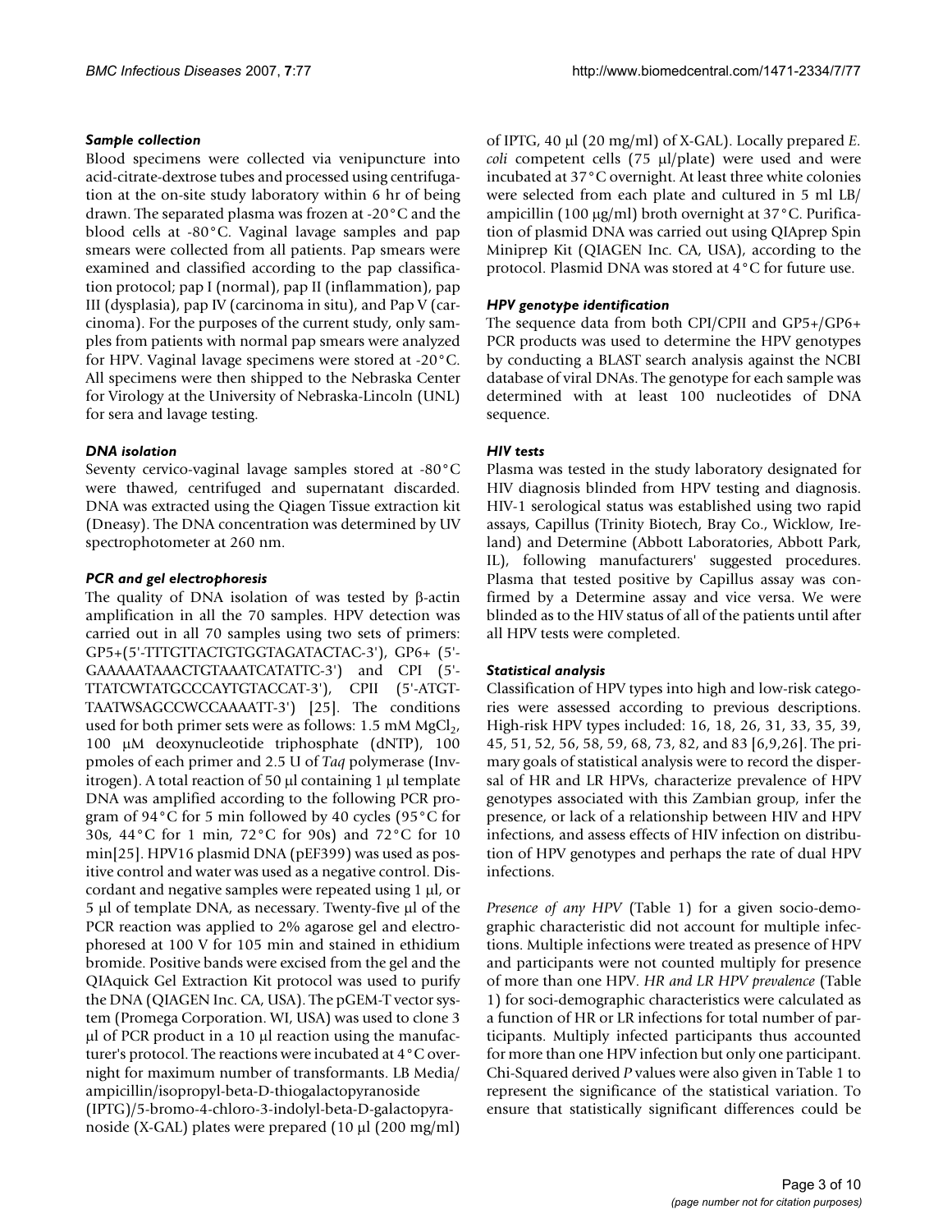### *Sample collection*

Blood specimens were collected via venipuncture into acid-citrate-dextrose tubes and processed using centrifugation at the on-site study laboratory within 6 hr of being drawn. The separated plasma was frozen at -20°C and the blood cells at -80°C. Vaginal lavage samples and pap smears were collected from all patients. Pap smears were examined and classified according to the pap classification protocol; pap I (normal), pap II (inflammation), pap III (dysplasia), pap IV (carcinoma in situ), and Pap V (carcinoma). For the purposes of the current study, only samples from patients with normal pap smears were analyzed for HPV. Vaginal lavage specimens were stored at -20°C. All specimens were then shipped to the Nebraska Center for Virology at the University of Nebraska-Lincoln (UNL) for sera and lavage testing.

### *DNA isolation*

Seventy cervico-vaginal lavage samples stored at -80°C were thawed, centrifuged and supernatant discarded. DNA was extracted using the Qiagen Tissue extraction kit (Dneasy). The DNA concentration was determined by UV spectrophotometer at 260 nm.

### *PCR and gel electrophoresis*

The quality of DNA isolation of was tested by β-actin amplification in all the 70 samples. HPV detection was carried out in all 70 samples using two sets of primers: GP5+(5'-TTTGTTACTGTGGTAGATACTAC-3'), GP6+ (5'-GAAAAATAAACTGTAAATCATATTC-3') and CPI (5'-TTATCWTATGCCCAYTGTACCAT-3'), CPII (5'-ATGTTAATWSAGCCWCCAAAATT-3') [25]. The conditions used for both primer sets were as follows: 1.5 mM $MgCl_2$, 100 μM deoxynucleotide triphosphate (dNTP), 100 pmoles of each primer and 2.5 U of *Taq* polymerase (Invitrogen). A total reaction of 50 μl containing 1 μl template DNA was amplified according to the following PCR program of 94°C for 5 min followed by 40 cycles (95°C for 30s, 44°C for 1 min, 72°C for 90s) and 72°C for 10 min[25]. HPV16 plasmid DNA (pEF399) was used as positive control and water was used as a negative control. Discordant and negative samples were repeated using 1 μl, or 5 μl of template DNA, as necessary. Twenty-five μl of the PCR reaction was applied to 2% agarose gel and electrophoresed at 100 V for 105 min and stained in ethidium bromide. Positive bands were excised from the gel and the QIAquick Gel Extraction Kit protocol was used to purify the DNA (QIAGEN Inc. CA, USA). The pGEM-T vector system (Promega Corporation. WI, USA) was used to clone 3 μl of PCR product in a 10 μl reaction using the manufacturer's protocol. The reactions were incubated at 4°C overnight for maximum number of transformants. LB Media/ampicillin/isopropyl-beta-D-thiogalactopyranoside (IPTG)/5-bromo-4-chloro-3-indolyl-beta-D-galactopyranoside (X-GAL) plates were prepared (10 μl (200 mg/ml) of IPTG, 40 μl (20 mg/ml) of X-GAL). Locally prepared *E. coli* competent cells (75 μl/plate) were used and were incubated at 37°C overnight. At least three white colonies were selected from each plate and cultured in 5 ml LB/ampicillin (100 μg/ml) broth overnight at 37°C. Purification of plasmid DNA was carried out using QIAprep Spin Miniprep Kit (QIAGEN Inc. CA, USA), according to the protocol. Plasmid DNA was stored at 4°C for future use.

### *HPV genotype identification*

The sequence data from both CPI/CPII and GP5+/GP6+ PCR products was used to determine the HPV genotypes by conducting a BLAST search analysis against the NCBI database of viral DNAs. The genotype for each sample was determined with at least 100 nucleotides of DNA sequence.

### *HIV tests*

Plasma was tested in the study laboratory designated for HIV diagnosis blinded from HPV testing and diagnosis. HIV-1 serological status was established using two rapid assays, Capillus (Trinity Biotech, Bray Co., Wicklow, Ireland) and Determine (Abbott Laboratories, Abbott Park, IL), following manufacturers' suggested procedures. Plasma that tested positive by Capillus assay was confirmed by a Determine assay and vice versa. We were blinded as to the HIV status of all of the patients until after all HPV tests were completed.

### *Statistical analysis*

Classification of HPV types into high and low-risk categories were assessed according to previous descriptions. High-risk HPV types included: 16, 18, 26, 31, 33, 35, 39, 45, 51, 52, 56, 58, 59, 68, 73, 82, and 83 [6,9,26]. The primary goals of statistical analysis were to record the dispersal of HR and LR HPVs, characterize prevalence of HPV genotypes associated with this Zambian group, infer the presence, or lack of a relationship between HIV and HPV infections, and assess effects of HIV infection on distribution of HPV genotypes and perhaps the rate of dual HPV infections.

*Presence of any HPV* (Table 1) for a given socio-demographic characteristic did not account for multiple infections. Multiple infections were treated as presence of HPV and participants were not counted multiply for presence of more than one HPV. *HR and LR HPV prevalence* (Table 1) for soci-demographic characteristics were calculated as a function of HR or LR infections for total number of participants. Multiply infected participants thus accounted for more than one HPV infection but only one participant. Chi-Squared derived *P* values were also given in Table 1 to represent the significance of the statistical variation. To ensure that statistically significant differences could be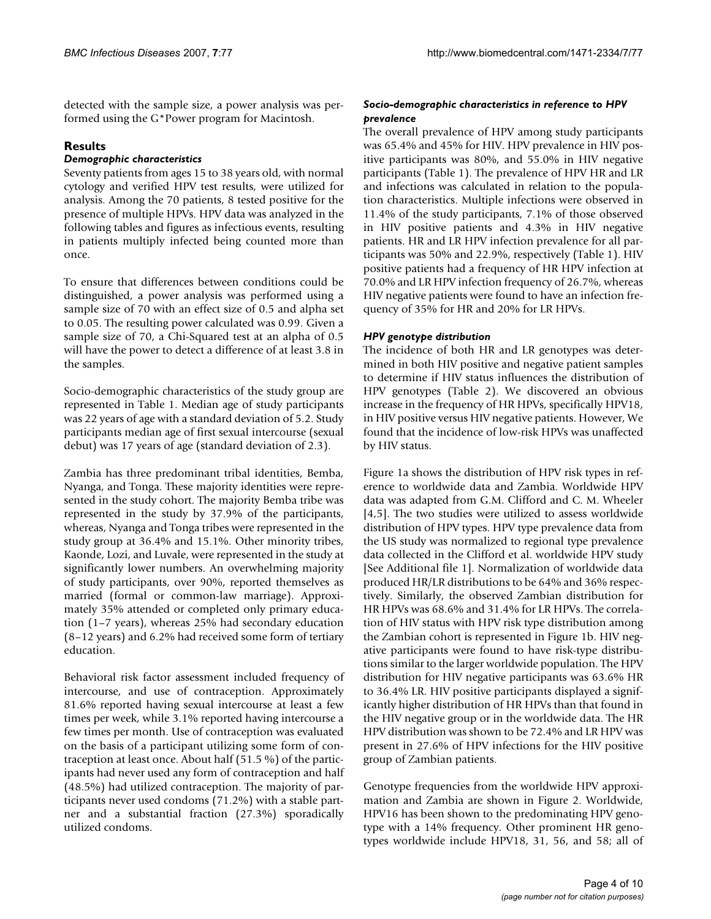detected with the sample size, a power analysis was performed using the G*Power program for Macintosh.

## Results

### Demographic characteristics

Seventy patients from ages 15 to 38 years old, with normal cytology and verified HPV test results, were utilized for analysis. Among the 70 patients, 8 tested positive for the presence of multiple HPVs. HPV data was analyzed in the following tables and figures as infectious events, resulting in patients multiply infected being counted more than once.

To ensure that differences between conditions could be distinguished, a power analysis was performed using a sample size of 70 with an effect size of 0.5 and alpha set to 0.05. The resulting power calculated was 0.99. Given a sample size of 70, a Chi-Squared test at an alpha of 0.5 will have the power to detect a difference of at least 3.8 in the samples.

Socio-demographic characteristics of the study group are represented in Table 1. Median age of study participants was 22 years of age with a standard deviation of 5.2. Study participants median age of first sexual intercourse (sexual debut) was 17 years of age (standard deviation of 2.3).

Zambia has three predominant tribal identities, Bemba, Nyanga, and Tonga. These majority identities were represented in the study cohort. The majority Bemba tribe was represented in the study by 37.9% of the participants, whereas, Nyanga and Tonga tribes were represented in the study group at 36.4% and 15.1%. Other minority tribes, Kaonde, Lozi, and Luvale, were represented in the study at significantly lower numbers. An overwhelming majority of study participants, over 90%, reported themselves as married (formal or common-law marriage). Approximately 35% attended or completed only primary education (1–7 years), whereas 25% had secondary education (8–12 years) and 6.2% had received some form of tertiary education.

Behavioral risk factor assessment included frequency of intercourse, and use of contraception. Approximately 81.6% reported having sexual intercourse at least a few times per week, while 3.1% reported having intercourse a few times per month. Use of contraception was evaluated on the basis of a participant utilizing some form of contraception at least once. About half (51.5 %) of the participants had never used any form of contraception and half (48.5%) had utilized contraception. The majority of participants never used condoms (71.2%) with a stable partner and a substantial fraction (27.3%) sporadically utilized condoms.

### Socio-demographic characteristics in reference to HPV prevalence

The overall prevalence of HPV among study participants was 65.4% and 45% for HIV. HPV prevalence in HIV positive participants was 80%, and 55.0% in HIV negative participants (Table 1). The prevalence of HPV HR and LR and infections was calculated in relation to the population characteristics. Multiple infections were observed in 11.4% of the study participants, 7.1% of those observed in HIV positive patients and 4.3% in HIV negative patients. HR and LR HPV infection prevalence for all participants was 50% and 22.9%, respectively (Table 1). HIV positive patients had a frequency of HR HPV infection at 70.0% and LR HPV infection frequency of 26.7%, whereas HIV negative patients were found to have an infection frequency of 35% for HR and 20% for LR HPVs.

### HPV genotype distribution

The incidence of both HR and LR genotypes was determined in both HIV positive and negative patient samples to determine if HIV status influences the distribution of HPV genotypes (Table 2). We discovered an obvious increase in the frequency of HR HPVs, specifically HPV18, in HIV positive versus HIV negative patients. However, We found that the incidence of low-risk HPVs was unaffected by HIV status.

Figure 1a shows the distribution of HPV risk types in reference to worldwide data and Zambia. Worldwide HPV data was adapted from G.M. Clifford and C. M. Wheeler [4,5]. The two studies were utilized to assess worldwide distribution of HPV types. HPV type prevalence data from the US study was normalized to regional type prevalence data collected in the Clifford et al. worldwide HPV study [See Additional file 1]. Normalization of worldwide data produced HR/LR distributions to be 64% and 36% respectively. Similarly, the observed Zambian distribution for HR HPVs was 68.6% and 31.4% for LR HPVs. The correlation of HIV status with HPV risk type distribution among the Zambian cohort is represented in Figure 1b. HIV negative participants were found to have risk-type distributions similar to the larger worldwide population. The HPV distribution for HIV negative participants was 63.6% HR to 36.4% LR. HIV positive participants displayed a significantly higher distribution of HR HPVs than that found in the HIV negative group or in the worldwide data. The HR HPV distribution was shown to be 72.4% and LR HPV was present in 27.6% of HPV infections for the HIV positive group of Zambian patients.

Genotype frequencies from the worldwide HPV approximation and Zambia are shown in Figure 2. Worldwide, HPV16 has been shown to the predominating HPV genotype with a 14% frequency. Other prominent HR genotypes worldwide include HPV18, 31, 56, and 58; all of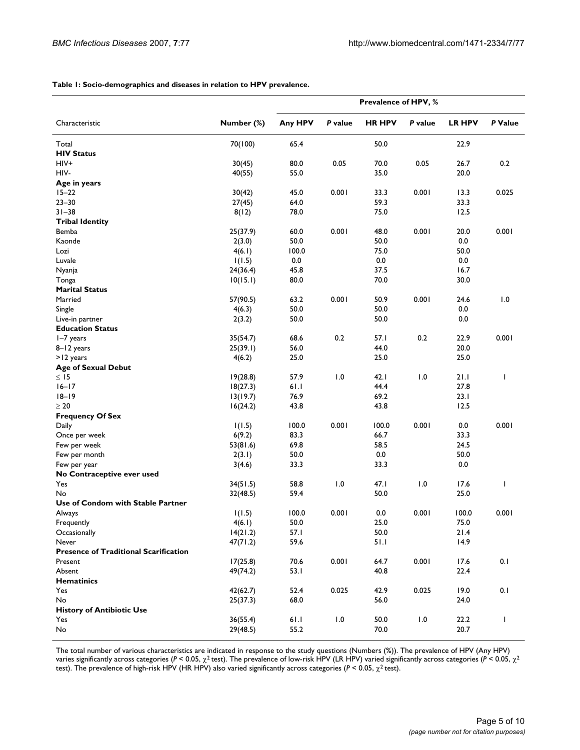**Table 1: Socio-demographics and diseases in relation to HPV prevalence.**

| Characteristic | Number (%) | Prevalence of HPV, % | | | | | |
|---|---|---|---|---|---|---|---|
| | | Any HPV | *P* value | HR HPV | *P* value | LR HPV | *P* Value |
| Total | 70(100) | 65.4 | | 50.0 | | 22.9 | |
| **HIV Status** | | | | | | | |
| HIV+ | 30(45) | 80.0 | 0.05 | 70.0 | 0.05 | 26.7 | 0.2 |
| HIV- | 40(55) | 55.0 | | 35.0 | | 20.0 | |
| **Age in years** | | | | | | | |
| 15–22 | 30(42) | 45.0 | 0.001 | 33.3 | 0.001 | 13.3 | 0.025 |
| 23–30 | 27(45) | 64.0 | | 59.3 | | 33.3 | |
| 31–38 | 8(12) | 78.0 | | 75.0 | | 12.5 | |
| **Tribal Identity** | | | | | | | |
| Bemba | 25(37.9) | 60.0 | 0.001 | 48.0 | 0.001 | 20.0 | 0.001 |
| Kaonde | 2(3.0) | 50.0 | | 50.0 | | 0.0 | |
| Lozi | 4(6.1) | 100.0 | | 75.0 | | 50.0 | |
| Luvale | 1(1.5) | 0.0 | | 0.0 | | 0.0 | |
| Nyanja | 24(36.4) | 45.8 | | 37.5 | | 16.7 | |
| Tonga | 10(15.1) | 80.0 | | 70.0 | | 30.0 | |
| **Marital Status** | | | | | | | |
| Married | 57(90.5) | 63.2 | 0.001 | 50.9 | 0.001 | 24.6 | 1.0 |
| Single | 4(6.3) | 50.0 | | 50.0 | | 0.0 | |
| Live-in partner | 2(3.2) | 50.0 | | 50.0 | | 0.0 | |
| **Education Status** | | | | | | | |
| 1–7 years | 35(54.7) | 68.6 | 0.2 | 57.1 | 0.2 | 22.9 | 0.001 |
| 8–12 years | 25(39.1) | 56.0 | | 44.0 | | 20.0 | |
| >12 years | 4(6.2) | 25.0 | | 25.0 | | 25.0 | |
| **Age of Sexual Debut** | | | | | | | |
| ≤ 15 | 19(28.8) | 57.9 | 1.0 | 42.1 | 1.0 | 21.1 | 1 |
| 16–17 | 18(27.3) | 61.1 | | 44.4 | | 27.8 | |
| 18–19 | 13(19.7) | 76.9 | | 69.2 | | 23.1 | |
| ≥ 20 | 16(24.2) | 43.8 | | 43.8 | | 12.5 | |
| **Frequency Of Sex** | | | | | | | |
| Daily | 1(1.5) | 100.0 | 0.001 | 100.0 | 0.001 | 0.0 | 0.001 |
| Once per week | 6(9.2) | 83.3 | | 66.7 | | 33.3 | |
| Few per week | 53(81.6) | 69.8 | | 58.5 | | 24.5 | |
| Few per month | 2(3.1) | 50.0 | | 0.0 | | 50.0 | |
| Few per year | 3(4.6) | 33.3 | | 33.3 | | 0.0 | |
| **No Contraceptive ever used** | | | | | | | |
| Yes | 34(51.5) | 58.8 | 1.0 | 47.1 | 1.0 | 17.6 | 1 |
| No | 32(48.5) | 59.4 | | 50.0 | | 25.0 | |
| **Use of Condom with Stable Partner** | | | | | | | |
| Always | 1(1.5) | 100.0 | 0.001 | 0.0 | 0.001 | 100.0 | 0.001 |
| Frequently | 4(6.1) | 50.0 | | 25.0 | | 75.0 | |
| Occasionally | 14(21.2) | 57.1 | | 50.0 | | 21.4 | |
| Never | 47(71.2) | 59.6 | | 51.1 | | 14.9 | |
| **Presence of Traditional Scarification** | | | | | | | |
| Present | 17(25.8) | 70.6 | 0.001 | 64.7 | 0.001 | 17.6 | 0.1 |
| Absent | 49(74.2) | 53.1 | | 40.8 | | 22.4 | |
| **Hematinics** | | | | | | | |
| Yes | 42(62.7) | 52.4 | 0.025 | 42.9 | 0.025 | 19.0 | 0.1 |
| No | 25(37.3) | 68.0 | | 56.0 | | 24.0 | |
| **History of Antibiotic Use** | | | | | | | |
| Yes | 36(55.4) | 61.1 | 1.0 | 50.0 | 1.0 | 22.2 | 1 |
| No | 29(48.5) | 55.2 | | 70.0 | | 20.7 | |

The total number of various characteristics are indicated in response to the study questions (Numbers (%)). The prevalence of HPV (Any HPV) varies significantly across categories ($P < 0.05$, $\chi^2$ test). The prevalence of low-risk HPV (LR HPV) varied significantly across categories ($P < 0.05$, $\chi^2$ test). The prevalence of high-risk HPV (HR HPV) also varied significantly across categories ($P < 0.05$, $\chi^2$ test).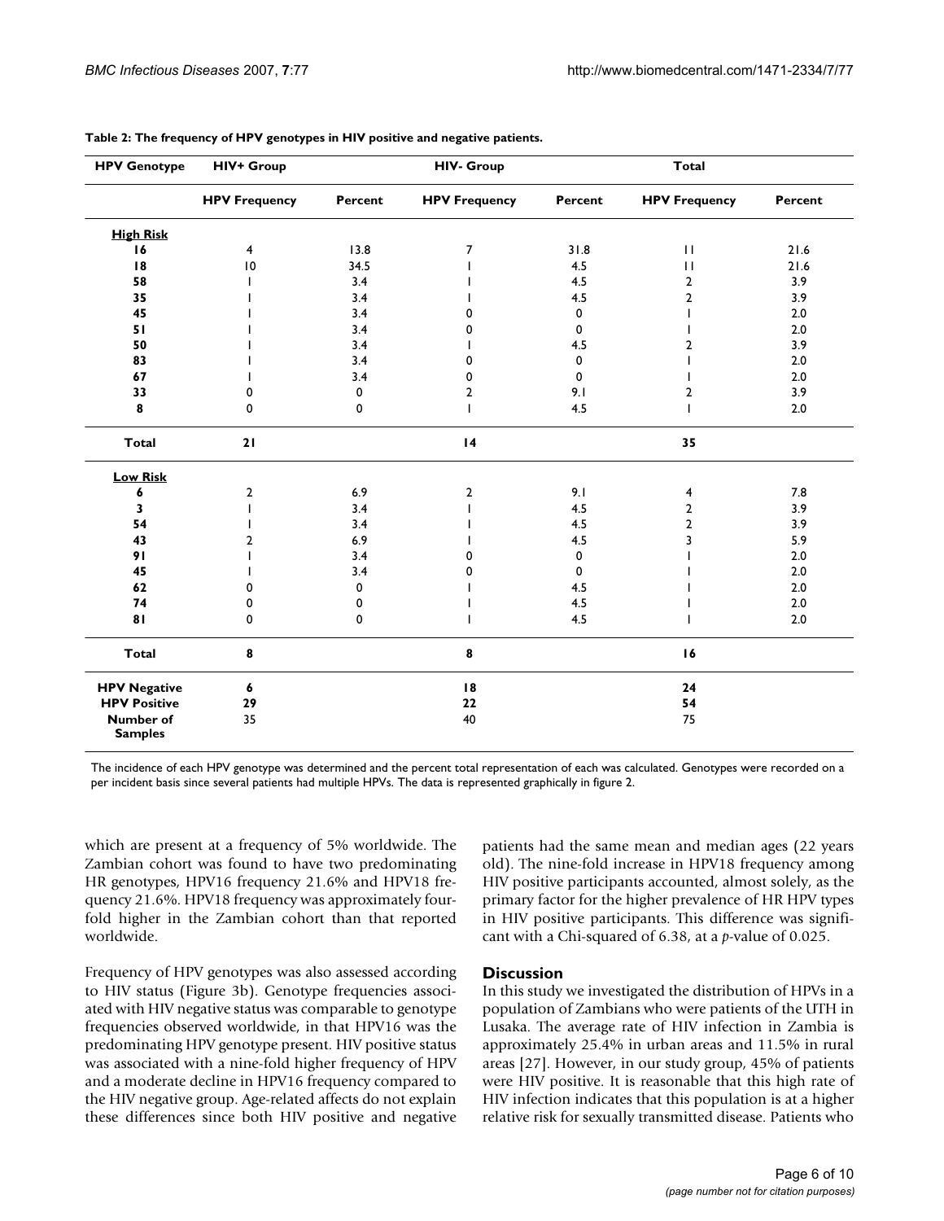**Table 2: The frequency of HPV genotypes in HIV positive and negative patients.**

| HPV Genotype | HIV+ Group | | HIV- Group | | Total | |
|---|---|---|---|---|---|---|
| | HPV Frequency | Percent | HPV Frequency | Percent | HPV Frequency | Percent |
| **High Risk** | | | | | | |
| **16** | 4 | 13.8 | 7 | 31.8 | 11 | 21.6 |
| **18** | 10 | 34.5 | 1 | 4.5 | 11 | 21.6 |
| **58** | 1 | 3.4 | 1 | 4.5 | 2 | 3.9 |
| **35** | 1 | 3.4 | 1 | 4.5 | 2 | 3.9 |
| **45** | 1 | 3.4 | 0 | 0 | 1 | 2.0 |
| **51** | 1 | 3.4 | 0 | 0 | 1 | 2.0 |
| **50** | 1 | 3.4 | 1 | 4.5 | 2 | 3.9 |
| **83** | 1 | 3.4 | 0 | 0 | 1 | 2.0 |
| **67** | 1 | 3.4 | 0 | 0 | 1 | 2.0 |
| **33** | 0 | 0 | 2 | 9.1 | 2 | 3.9 |
| **8** | 0 | 0 | 1 | 4.5 | 1 | 2.0 |
| **Total** | **21** | | **14** | | **35** | |
| **Low Risk** | | | | | | |
| **6** | 2 | 6.9 | 2 | 9.1 | 4 | 7.8 |
| **3** | 1 | 3.4 | 1 | 4.5 | 2 | 3.9 |
| **54** | 1 | 3.4 | 1 | 4.5 | 2 | 3.9 |
| **43** | 2 | 6.9 | 1 | 4.5 | 3 | 5.9 |
| **91** | 1 | 3.4 | 0 | 0 | 1 | 2.0 |
| **45** | 1 | 3.4 | 0 | 0 | 1 | 2.0 |
| **62** | 0 | 0 | 1 | 4.5 | 1 | 2.0 |
| **74** | 0 | 0 | 1 | 4.5 | 1 | 2.0 |
| **81** | 0 | 0 | 1 | 4.5 | 1 | 2.0 |
| **Total** | **8** | | **8** | | **16** | |
| **HPV Negative** | **6** | | **18** | | **24** | |
| **HPV Positive** | **29** | | **22** | | **54** | |
| **Number of Samples** | 35 | | 40 | | 75 | |

The incidence of each HPV genotype was determined and the percent total representation of each was calculated. Genotypes were recorded on a per incident basis since several patients had multiple HPVs. The data is represented graphically in figure 2.

which are present at a frequency of 5% worldwide. The Zambian cohort was found to have two predominating HR genotypes, HPV16 frequency 21.6% and HPV18 frequency 21.6%. HPV18 frequency was approximately four-fold higher in the Zambian cohort than that reported worldwide.

Frequency of HPV genotypes was also assessed according to HIV status (Figure 3b). Genotype frequencies associated with HIV negative status was comparable to genotype frequencies observed worldwide, in that HPV16 was the predominating HPV genotype present. HIV positive status was associated with a nine-fold higher frequency of HPV and a moderate decline in HPV16 frequency compared to the HIV negative group. Age-related affects do not explain these differences since both HIV positive and negative patients had the same mean and median ages (22 years old). The nine-fold increase in HPV18 frequency among HIV positive participants accounted, almost solely, as the primary factor for the higher prevalence of HR HPV types in HIV positive participants. This difference was significant with a Chi-squared of 6.38, at a *p*-value of 0.025.

## Discussion

In this study we investigated the distribution of HPVs in a population of Zambians who were patients of the UTH in Lusaka. The average rate of HIV infection in Zambia is approximately 25.4% in urban areas and 11.5% in rural areas [27]. However, in our study group, 45% of patients were HIV positive. It is reasonable that this high rate of HIV infection indicates that this population is at a higher relative risk for sexually transmitted disease. Patients who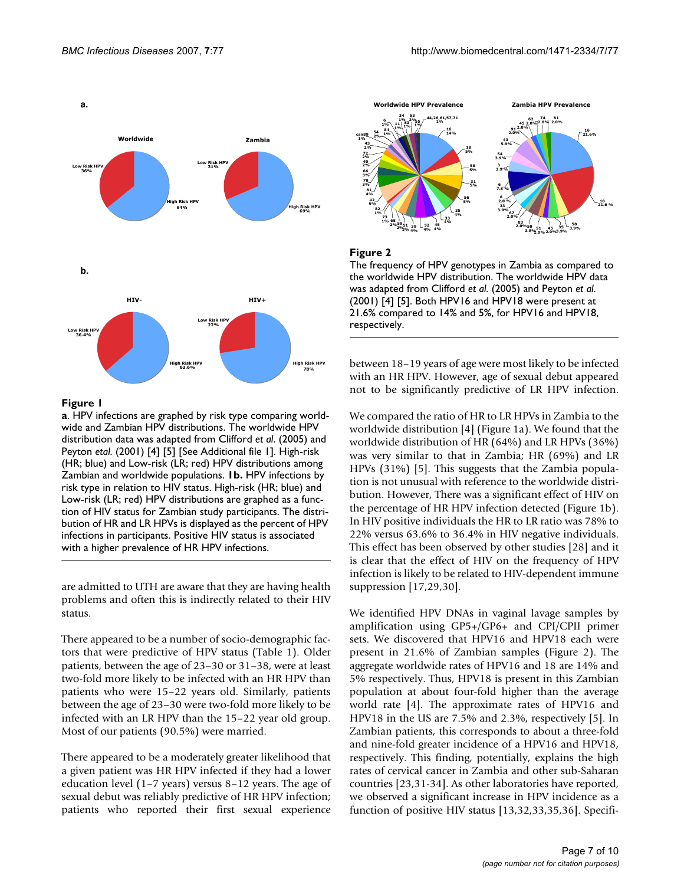**Figure 1**

**a**. HPV infections are graphed by risk type comparing worldwide and Zambian HPV distributions. The worldwide HPV distribution data was adapted from Clifford *et al*. (2005) and Peyton *etal.* (2001) [4] [5] [See Additional file 1]. High-risk (HR; blue) and Low-risk (LR; red) HPV distributions among Zambian and worldwide populations. **1b.** HPV infections by risk type in relation to HIV status. High-risk (HR; blue) and Low-risk (LR; red) HPV distributions are graphed as a function of HIV status for Zambian study participants. The distribution of HR and LR HPVs is displayed as the percent of HPV infections in participants. Positive HIV status is associated with a higher prevalence of HR HPV infections.

are admitted to UTH are aware that they are having health problems and often this is indirectly related to their HIV status.

There appeared to be a number of socio-demographic factors that were predictive of HPV status (Table 1). Older patients, between the age of 23–30 or 31–38, were at least two-fold more likely to be infected with an HR HPV than patients who were 15–22 years old. Similarly, patients between the age of 23–30 were two-fold more likely to be infected with an LR HPV than the 15–22 year old group. Most of our patients (90.5%) were married.

There appeared to be a moderately greater likelihood that a given patient was HR HPV infected if they had a lower education level (1–7 years) versus 8–12 years. The age of sexual debut was reliably predictive of HR HPV infection; patients who reported their first sexual experience between 18–19 years of age were most likely to be infected with an HR HPV. However, age of sexual debut appeared not to be significantly predictive of LR HPV infection.

**Figure 2**

The frequency of HPV genotypes in Zambia as compared to the worldwide HPV distribution. The worldwide HPV data was adapted from Clifford *et al.* (2005) and Peyton *et al.* (2001) [4] [5]. Both HPV16 and HPV18 were present at 21.6% compared to 14% and 5%, for HPV16 and HPV18, respectively.

We compared the ratio of HR to LR HPVs in Zambia to the worldwide distribution [4] (Figure 1a). We found that the worldwide distribution of HR (64%) and LR HPVs (36%) was very similar to that in Zambia; HR (69%) and LR HPVs (31%) [5]. This suggests that the Zambia population is not unusual with reference to the worldwide distribution. However, There was a significant effect of HIV on the percentage of HR HPV infection detected (Figure 1b). In HIV positive individuals the HR to LR ratio was 78% to 22% versus 63.6% to 36.4% in HIV negative individuals. This effect has been observed by other studies [28] and it is clear that the effect of HIV on the frequency of HPV infection is likely to be related to HIV-dependent immune suppression [17,29,30].

We identified HPV DNAs in vaginal lavage samples by amplification using GP5+/GP6+ and CPI/CPII primer sets. We discovered that HPV16 and HPV18 each were present in 21.6% of Zambian samples (Figure 2). The aggregate worldwide rates of HPV16 and 18 are 14% and 5% respectively. Thus, HPV18 is present in this Zambian population at about four-fold higher than the average world rate [4]. The approximate rates of HPV16 and HPV18 in the US are 7.5% and 2.3%, respectively [5]. In Zambian patients, this corresponds to about a three-fold and nine-fold greater incidence of a HPV16 and HPV18, respectively. This finding, potentially, explains the high rates of cervical cancer in Zambia and other sub-Saharan countries [23,31-34]. As other laboratories have reported, we observed a significant increase in HPV incidence as a function of positive HIV status [13,32,33,35,36]. Specifi-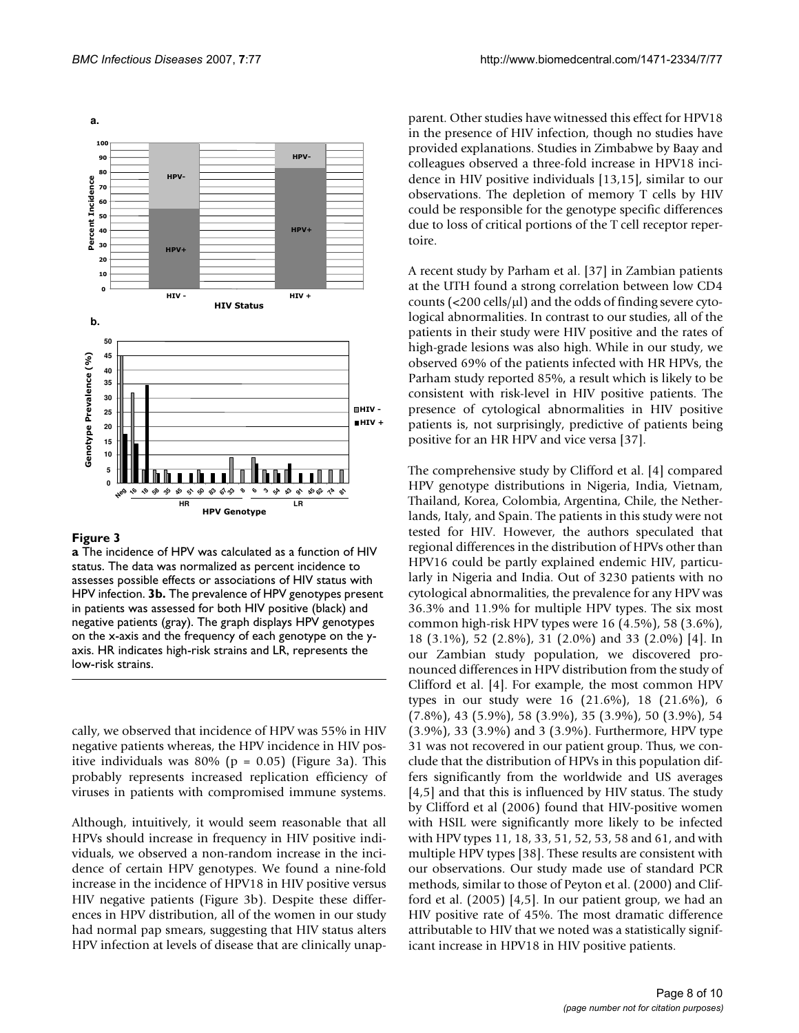**Figure 3**

**a** The incidence of HPV was calculated as a function of HIV status. The data was normalized as percent incidence to assesses possible effects or associations of HIV status with HPV infection. **3b.** The prevalence of HPV genotypes present in patients was assessed for both HIV positive (black) and negative patients (gray). The graph displays HPV genotypes on the x-axis and the frequency of each genotype on the y-axis. HR indicates high-risk strains and LR, represents the low-risk strains.

cally, we observed that incidence of HPV was 55% in HIV negative patients whereas, the HPV incidence in HIV positive individuals was 80% ($p = 0.05$) (Figure 3a). This probably represents increased replication efficiency of viruses in patients with compromised immune systems.

Although, intuitively, it would seem reasonable that all HPVs should increase in frequency in HIV positive individuals, we observed a non-random increase in the incidence of certain HPV genotypes. We found a nine-fold increase in the incidence of HPV18 in HIV positive versus HIV negative patients (Figure 3b). Despite these differences in HPV distribution, all of the women in our study had normal pap smears, suggesting that HIV status alters HPV infection at levels of disease that are clinically unapparent. Other studies have witnessed this effect for HPV18 in the presence of HIV infection, though no studies have provided explanations. Studies in Zimbabwe by Baay and colleagues observed a three-fold increase in HPV18 incidence in HIV positive individuals [13,15], similar to our observations. The depletion of memory T cells by HIV could be responsible for the genotype specific differences due to loss of critical portions of the T cell receptor repertoire.

A recent study by Parham et al. [37] in Zambian patients at the UTH found a strong correlation between low CD4 counts (<200 cells/μl) and the odds of finding severe cytological abnormalities. In contrast to our studies, all of the patients in their study were HIV positive and the rates of high-grade lesions was also high. While in our study, we observed 69% of the patients infected with HR HPVs, the Parham study reported 85%, a result which is likely to be consistent with risk-level in HIV positive patients. The presence of cytological abnormalities in HIV positive patients is, not surprisingly, predictive of patients being positive for an HR HPV and vice versa [37].

The comprehensive study by Clifford et al. [4] compared HPV genotype distributions in Nigeria, India, Vietnam, Thailand, Korea, Colombia, Argentina, Chile, the Netherlands, Italy, and Spain. The patients in this study were not tested for HIV. However, the authors speculated that regional differences in the distribution of HPVs other than HPV16 could be partly explained endemic HIV, particularly in Nigeria and India. Out of 3230 patients with no cytological abnormalities, the prevalence for any HPV was 36.3% and 11.9% for multiple HPV types. The six most common high-risk HPV types were 16 (4.5%), 58 (3.6%), 18 (3.1%), 52 (2.8%), 31 (2.0%) and 33 (2.0%) [4]. In our Zambian study population, we discovered pronounced differences in HPV distribution from the study of Clifford et al. [4]. For example, the most common HPV types in our study were 16 (21.6%), 18 (21.6%), 6 (7.8%), 43 (5.9%), 58 (3.9%), 35 (3.9%), 50 (3.9%), 54 (3.9%), 33 (3.9%) and 3 (3.9%). Furthermore, HPV type 31 was not recovered in our patient group. Thus, we conclude that the distribution of HPVs in this population differs significantly from the worldwide and US averages [4,5] and that this is influenced by HIV status. The study by Clifford et al (2006) found that HIV-positive women with HSIL were significantly more likely to be infected with HPV types 11, 18, 33, 51, 52, 53, 58 and 61, and with multiple HPV types [38]. These results are consistent with our observations. Our study made use of standard PCR methods, similar to those of Peyton et al. (2000) and Clifford et al. (2005) [4,5]. In our patient group, we had an HIV positive rate of 45%. The most dramatic difference attributable to HIV that we noted was a statistically significant increase in HPV18 in HIV positive patients.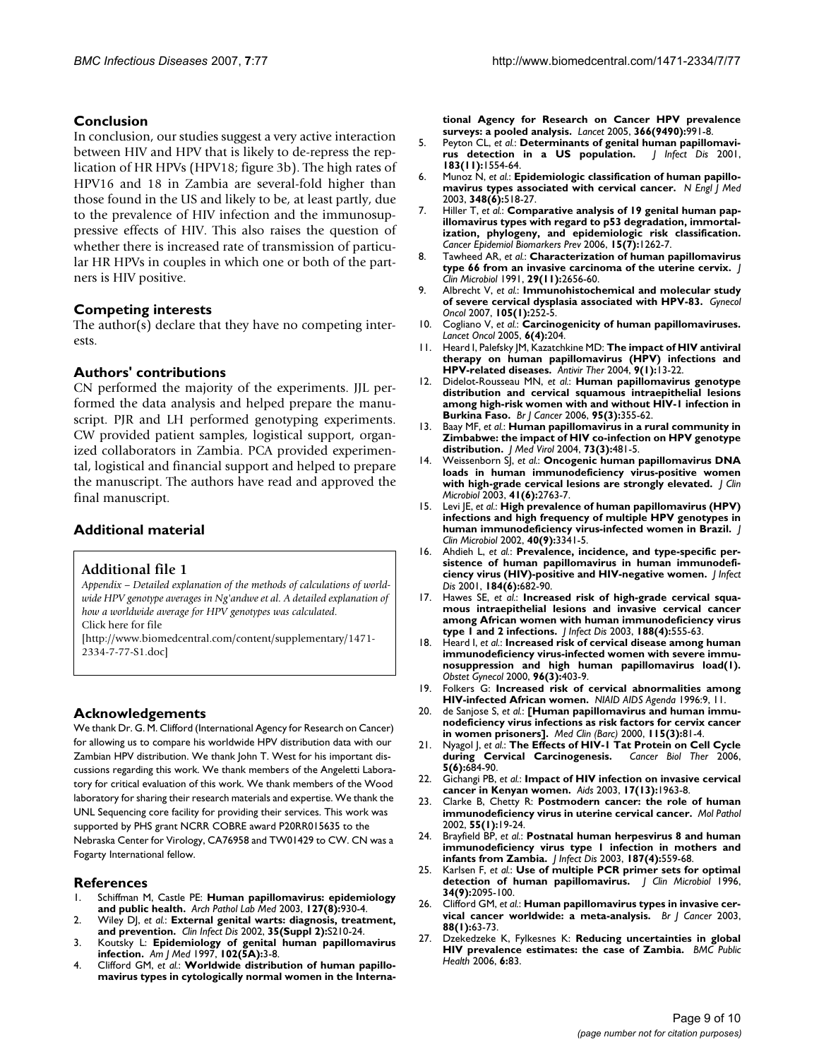## Conclusion

In conclusion, our studies suggest a very active interaction between HIV and HPV that is likely to de-repress the replication of HR HPVs (HPV18; figure 3b). The high rates of HPV16 and 18 in Zambia are several-fold higher than those found in the US and likely to be, at least partly, due to the prevalence of HIV infection and the immunosuppressive effects of HIV. This also raises the question of whether there is increased rate of transmission of particular HR HPVs in couples in which one or both of the partners is HIV positive.

## Competing interests

The author(s) declare that they have no competing interests.

## Authors' contributions

CN performed the majority of the experiments. JJL performed the data analysis and helped prepare the manuscript. PJR and LH performed genotyping experiments. CW provided patient samples, logistical support, organized collaborators in Zambia. PCA provided experimental, logistical and financial support and helped to prepare the manuscript. The authors have read and approved the final manuscript.

## Additional material

### Additional file 1

*Appendix – Detailed explanation of the methods of calculations of worldwide HPV genotype averages in Ng'andwe et al. A detailed explanation of how a worldwide average for HPV genotypes was calculated.*
Click here for file
[http://www.biomedcentral.com/content/supplementary/1471-2334-7-77-S1.doc]

## Acknowledgements

We thank Dr. G. M. Clifford (International Agency for Research on Cancer) for allowing us to compare his worldwide HPV distribution data with our Zambian HPV distribution. We thank John T. West for his important discussions regarding this work. We thank members of the Angeletti Laboratory for critical evaluation of this work. We thank members of the Wood laboratory for sharing their research materials and expertise. We thank the UNL Sequencing core facility for providing their services. This work was supported by PHS grant NCRR COBRE award P20RR015635 to the Nebraska Center for Virology, CA76958 and TW01429 to CW. CN was a Fogarty International fellow.

## References

1. Schiffman M, Castle PE: **Human papillomavirus: epidemiology and public health.** *Arch Pathol Lab Med* 2003, **127(8):**930-4.
2. Wiley DJ, *et al.*: **External genital warts: diagnosis, treatment, and prevention.** *Clin Infect Dis* 2002, **35(Suppl 2):**S210-24.
3. Koutsky L: **Epidemiology of genital human papillomavirus infection.** *Am J Med* 1997, **102(5A):**3-8.
4. Clifford GM, *et al.*: **Worldwide distribution of human papillomavirus types in cytologically normal women in the International Agency for Research on Cancer HPV prevalence surveys: a pooled analysis.** *Lancet* 2005, **366(9490):**991-8.
5. Peyton CL, *et al.*: **Determinants of genital human papillomavirus detection in a US population.** *J Infect Dis* 2001, **183(11):**1554-64.
6. Munoz N, *et al.*: **Epidemiologic classification of human papillomavirus types associated with cervical cancer.** *N Engl J Med* 2003, **348(6):**518-27.
7. Hiller T, *et al.*: **Comparative analysis of 19 genital human papillomavirus types with regard to p53 degradation, immortalization, phylogeny, and epidemiologic risk classification.** *Cancer Epidemiol Biomarkers Prev* 2006, **15(7):**1262-7.
8. Tawheed AR, *et al.*: **Characterization of human papillomavirus type 66 from an invasive carcinoma of the uterine cervix.** *J Clin Microbiol* 1991, **29(11):**2656-60.
9. Albrecht V, *et al.*: **Immunohistochemical and molecular study of severe cervical dysplasia associated with HPV-83.** *Gynecol Oncol* 2007, **105(1):**252-5.
10. Cogliano V, *et al.*: **Carcinogenicity of human papillomaviruses.** *Lancet Oncol* 2005, **6(4):**204.
11. Heard I, Palefsky JM, Kazatchkine MD: **The impact of HIV antiviral therapy on human papillomavirus (HPV) infections and HPV-related diseases.** *Antivir Ther* 2004, **9(1):**13-22.
12. Didelot-Rousseau MN, *et al.*: **Human papillomavirus genotype distribution and cervical squamous intraepithelial lesions among high-risk women with and without HIV-1 infection in Burkina Faso.** *Br J Cancer* 2006, **95(3):**355-62.
13. Baay MF, *et al.*: **Human papillomavirus in a rural community in Zimbabwe: the impact of HIV co-infection on HPV genotype distribution.** *J Med Virol* 2004, **73(3):**481-5.
14. Weissenborn SJ, *et al.*: **Oncogenic human papillomavirus DNA loads in human immunodeficiency virus-positive women with high-grade cervical lesions are strongly elevated.** *J Clin Microbiol* 2003, **41(6):**2763-7.
15. Levi JE, *et al.*: **High prevalence of human papillomavirus (HPV) infections and high frequency of multiple HPV genotypes in human immunodeficiency virus-infected women in Brazil.** *J Clin Microbiol* 2002, **40(9):**3341-5.
16. Ahdieh L, *et al.*: **Prevalence, incidence, and type-specific persistence of human papillomavirus in human immunodeficiency virus (HIV)-positive and HIV-negative women.** *J Infect Dis* 2001, **184(6):**682-90.
17. Hawes SE, *et al.*: **Increased risk of high-grade cervical squamous intraepithelial lesions and invasive cervical cancer among African women with human immunodeficiency virus type 1 and 2 infections.** *J Infect Dis* 2003, **188(4):**555-63.
18. Heard I, *et al.*: **Increased risk of cervical disease among human immunodeficiency virus-infected women with severe immunosuppression and high human papillomavirus load(1).** *Obstet Gynecol* 2000, **96(3):**403-9.
19. Folkers G: **Increased risk of cervical abnormalities among HIV-infected African women.** *NIAID AIDS Agenda* 1996:9, 11.
20. de Sanjose S, *et al.*: **[Human papillomavirus and human immunodeficiency virus infections as risk factors for cervix cancer in women prisoners].** *Med Clin (Barc)* 2000, **115(3):**81-4.
21. Nyagol J, *et al.*: **The Effects of HIV-1 Tat Protein on Cell Cycle during Cervical Carcinogenesis.** *Cancer Biol Ther* 2006, **5(6):**684-90.
22. Gichangi PB, *et al.*: **Impact of HIV infection on invasive cervical cancer in Kenyan women.** *Aids* 2003, **17(13):**1963-8.
23. Clarke B, Chetty R: **Postmodern cancer: the role of human immunodeficiency virus in uterine cervical cancer.** *Mol Pathol* 2002, **55(1):**19-24.
24. Brayfield BP, *et al.*: **Postnatal human herpesvirus 8 and human immunodeficiency virus type 1 infection in mothers and infants from Zambia.** *J Infect Dis* 2003, **187(4):**559-68.
25. Karlsen F, *et al.*: **Use of multiple PCR primer sets for optimal detection of human papillomavirus.** *J Clin Microbiol* 1996, **34(9):**2095-100.
26. Clifford GM, *et al.*: **Human papillomavirus types in invasive cervical cancer worldwide: a meta-analysis.** *Br J Cancer* 2003, **88(1):**63-73.
27. Dzekedzeke K, Fylkesnes K: **Reducing uncertainties in global HIV prevalence estimates: the case of Zambia.** *BMC Public Health* 2006, **6:**83.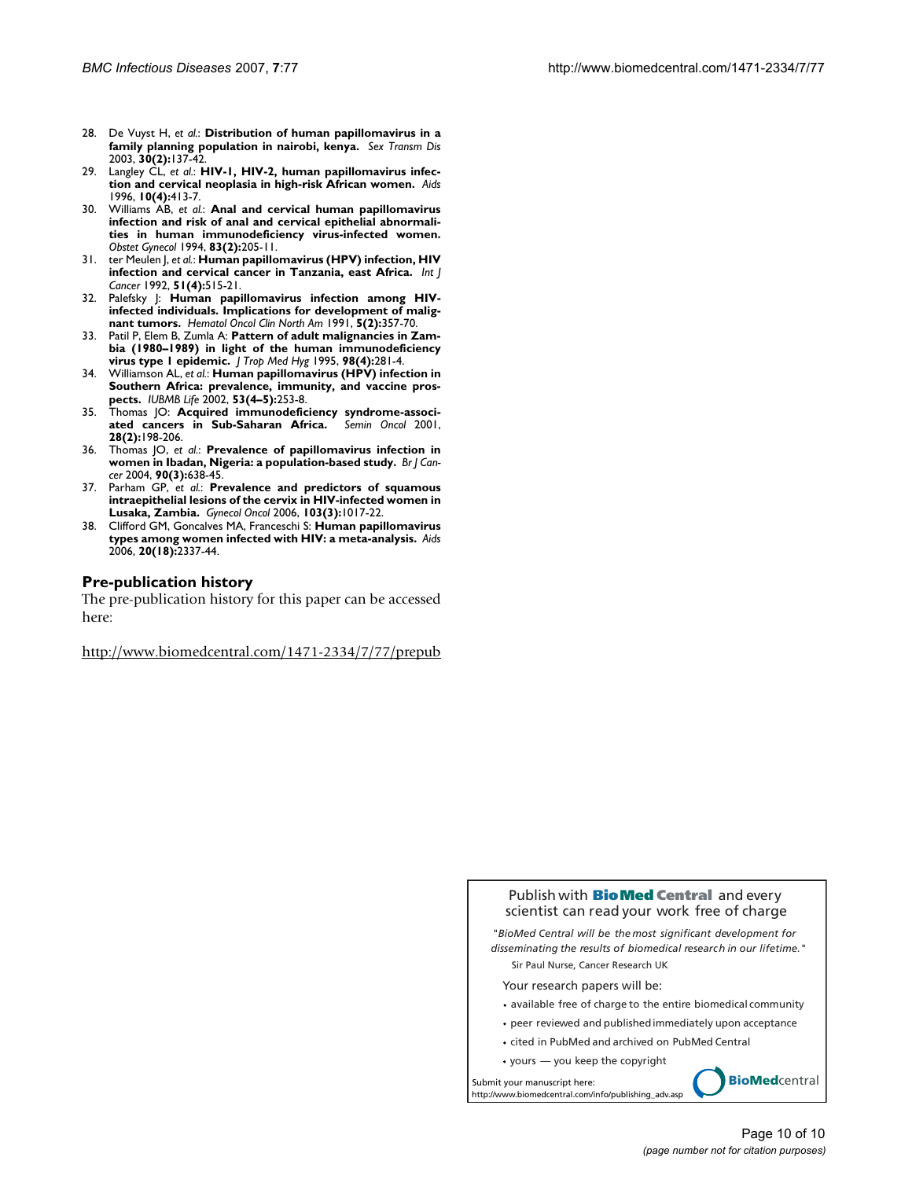28. De Vuyst H, *et al.*: **Distribution of human papillomavirus in a family planning population in nairobi, kenya.** *Sex Transm Dis* 2003, **30(2):**137-42.
29. Langley CL, *et al.*: **HIV-1, HIV-2, human papillomavirus infection and cervical neoplasia in high-risk African women.** *Aids* 1996, **10(4):**413-7.
30. Williams AB, *et al.*: **Anal and cervical human papillomavirus infection and risk of anal and cervical epithelial abnormalities in human immunodeficiency virus-infected women.** *Obstet Gynecol* 1994, **83(2):**205-11.
31. ter Meulen J, *et al.*: **Human papillomavirus (HPV) infection, HIV infection and cervical cancer in Tanzania, east Africa.** *Int J Cancer* 1992, **51(4):**515-21.
32. Palefsky J: **Human papillomavirus infection among HIV-infected individuals. Implications for development of malignant tumors.** *Hematol Oncol Clin North Am* 1991, **5(2):**357-70.
33. Patil P, Elem B, Zumla A: **Pattern of adult malignancies in Zambia (1980–1989) in light of the human immunodeficiency virus type 1 epidemic.** *J Trop Med Hyg* 1995, **98(4):**281-4.
34. Williamson AL, *et al.*: **Human papillomavirus (HPV) infection in Southern Africa: prevalence, immunity, and vaccine prospects.** *IUBMB Life* 2002, **53(4–5):**253-8.
35. Thomas JO: **Acquired immunodeficiency syndrome-associated cancers in Sub-Saharan Africa.** *Semin Oncol* 2001, **28(2):**198-206.
36. Thomas JO, *et al.*: **Prevalence of papillomavirus infection in women in Ibadan, Nigeria: a population-based study.** *Br J Cancer* 2004, **90(3):**638-45.
37. Parham GP, *et al.*: **Prevalence and predictors of squamous intraepithelial lesions of the cervix in HIV-infected women in Lusaka, Zambia.** *Gynecol Oncol* 2006, **103(3):**1017-22.
38. Clifford GM, Goncalves MA, Franceschi S: **Human papillomavirus types among women infected with HIV: a meta-analysis.** *Aids* 2006, **20(18):**2337-44.

## Pre-publication history

The pre-publication history for this paper can be accessed here:

http://www.biomedcentral.com/1471-2334/7/77/prepub

Publish with **BioMed Central** and every scientist can read your work free of charge

*"BioMed Central will be the most significant development for disseminating the results of biomedical research in our lifetime."*

Sir Paul Nurse, Cancer Research UK

Your research papers will be:

- available free of charge to the entire biomedical community
- peer reviewed and published immediately upon acceptance
- cited in PubMed and archived on PubMed Central
- yours — you keep the copyright

Submit your manuscript here:
http://www.biomedcentral.com/info/publishing_adv.asp

**BioMed**central